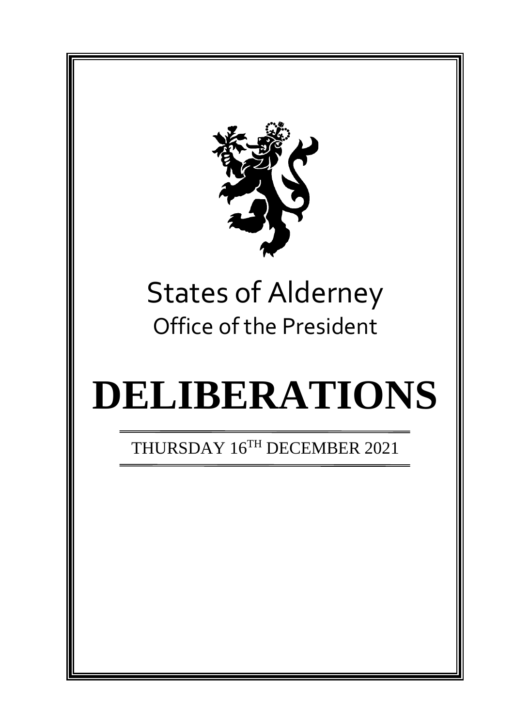States of Alderney

Office of the President

# DELIBERATIONS

THURSDAY 16TH DECEMBER 2021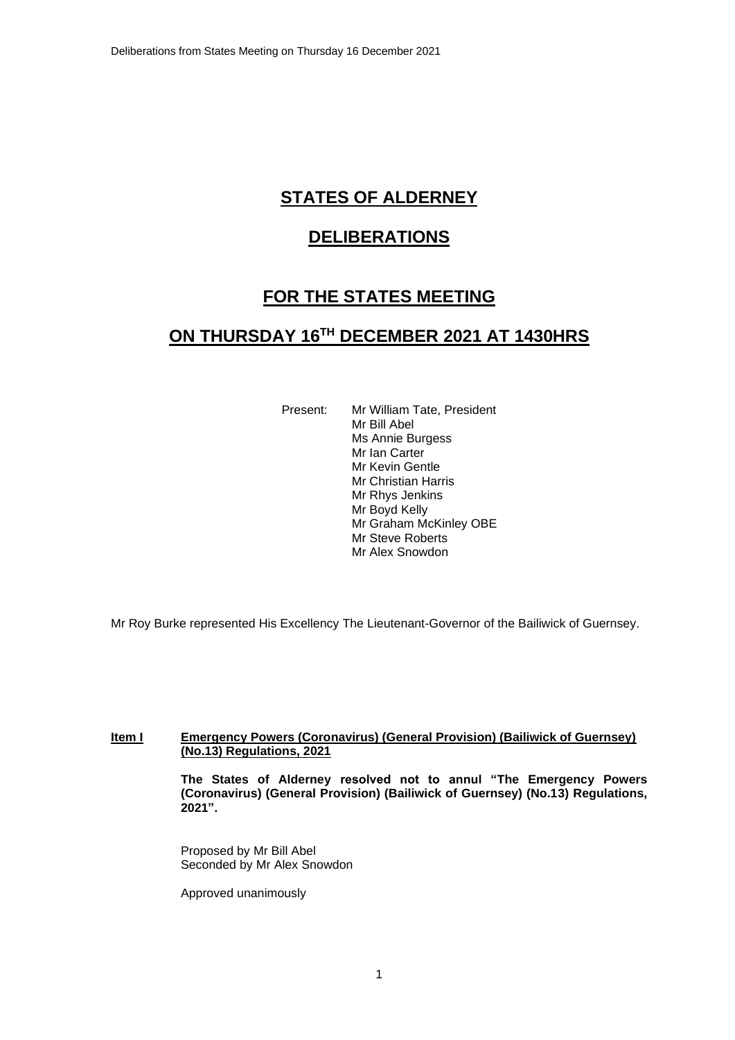# STATES OF ALDERNEY

## DELIBERATIONS

## FOR THE STATES MEETING

## ON THURSDAY 16TH DECEMBER 2021 AT 1430HRS

Present: Mr William Tate, President
Mr Bill Abel
Ms Annie Burgess
Mr Ian Carter
Mr Kevin Gentle
Mr Christian Harris
Mr Rhys Jenkins
Mr Boyd Kelly
Mr Graham McKinley OBE
Mr Steve Roberts
Mr Alex Snowdon

Mr Roy Burke represented His Excellency The Lieutenant-Governor of the Bailiwick of Guernsey.

**Item I** **Emergency Powers (Coronavirus) (General Provision) (Bailiwick of Guernsey) (No.13) Regulations, 2021**

**The States of Alderney resolved not to annul "The Emergency Powers (Coronavirus) (General Provision) (Bailiwick of Guernsey) (No.13) Regulations, 2021".**

Proposed by Mr Bill Abel
Seconded by Mr Alex Snowdon

Approved unanimously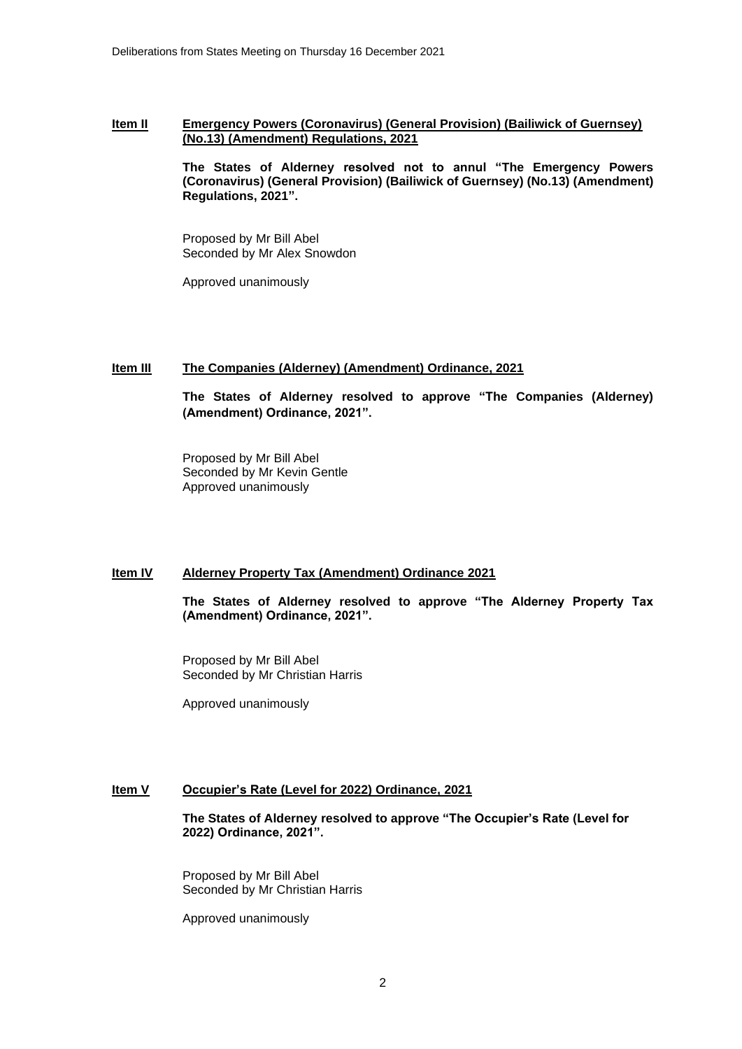**Item II** **Emergency Powers (Coronavirus) (General Provision) (Bailiwick of Guernsey) (No.13) (Amendment) Regulations, 2021**

**The States of Alderney resolved not to annul "The Emergency Powers (Coronavirus) (General Provision) (Bailiwick of Guernsey) (No.13) (Amendment) Regulations, 2021".**

Proposed by Mr Bill Abel
Seconded by Mr Alex Snowdon

Approved unanimously

**Item III** **The Companies (Alderney) (Amendment) Ordinance, 2021**

**The States of Alderney resolved to approve "The Companies (Alderney) (Amendment) Ordinance, 2021".**

Proposed by Mr Bill Abel
Seconded by Mr Kevin Gentle
Approved unanimously

**Item IV** **Alderney Property Tax (Amendment) Ordinance 2021**

**The States of Alderney resolved to approve "The Alderney Property Tax (Amendment) Ordinance, 2021".**

Proposed by Mr Bill Abel
Seconded by Mr Christian Harris

Approved unanimously

**Item V** **Occupier's Rate (Level for 2022) Ordinance, 2021**

**The States of Alderney resolved to approve "The Occupier's Rate (Level for 2022) Ordinance, 2021".**

Proposed by Mr Bill Abel
Seconded by Mr Christian Harris

Approved unanimously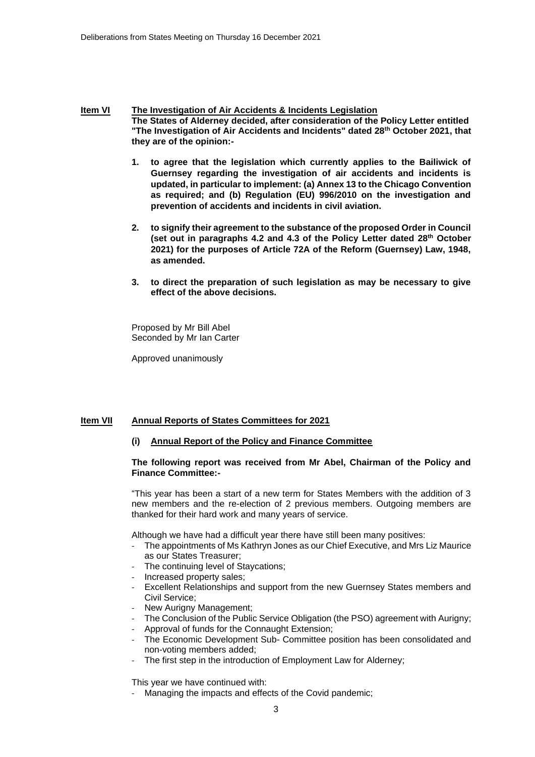**Item VI** **The Investigation of Air Accidents & Incidents Legislation**

**The States of Alderney decided, after consideration of the Policy Letter entitled "The Investigation of Air Accidents and Incidents" dated 28th October 2021, that they are of the opinion:-**

1. **to agree that the legislation which currently applies to the Bailiwick of Guernsey regarding the investigation of air accidents and incidents is updated, in particular to implement: (a) Annex 13 to the Chicago Convention as required; and (b) Regulation (EU) 996/2010 on the investigation and prevention of accidents and incidents in civil aviation.**

2. **to signify their agreement to the substance of the proposed Order in Council (set out in paragraphs 4.2 and 4.3 of the Policy Letter dated 28th October 2021) for the purposes of Article 72A of the Reform (Guernsey) Law, 1948, as amended.**

3. **to direct the preparation of such legislation as may be necessary to give effect of the above decisions.**

Proposed by Mr Bill Abel
Seconded by Mr Ian Carter

Approved unanimously

**Item VII** **Annual Reports of States Committees for 2021**

**(i) Annual Report of the Policy and Finance Committee**

**The following report was received from Mr Abel, Chairman of the Policy and Finance Committee:-**

"This year has been a start of a new term for States Members with the addition of 3 new members and the re-election of 2 previous members. Outgoing members are thanked for their hard work and many years of service.

Although we have had a difficult year there have still been many positives:

- The appointments of Ms Kathryn Jones as our Chief Executive, and Mrs Liz Maurice as our States Treasurer;
- The continuing level of Staycations;
- Increased property sales;
- Excellent Relationships and support from the new Guernsey States members and Civil Service;
- New Aurigny Management;
- The Conclusion of the Public Service Obligation (the PSO) agreement with Aurigny;
- Approval of funds for the Connaught Extension;
- The Economic Development Sub- Committee position has been consolidated and non-voting members added;
- The first step in the introduction of Employment Law for Alderney;

This year we have continued with:

- Managing the impacts and effects of the Covid pandemic;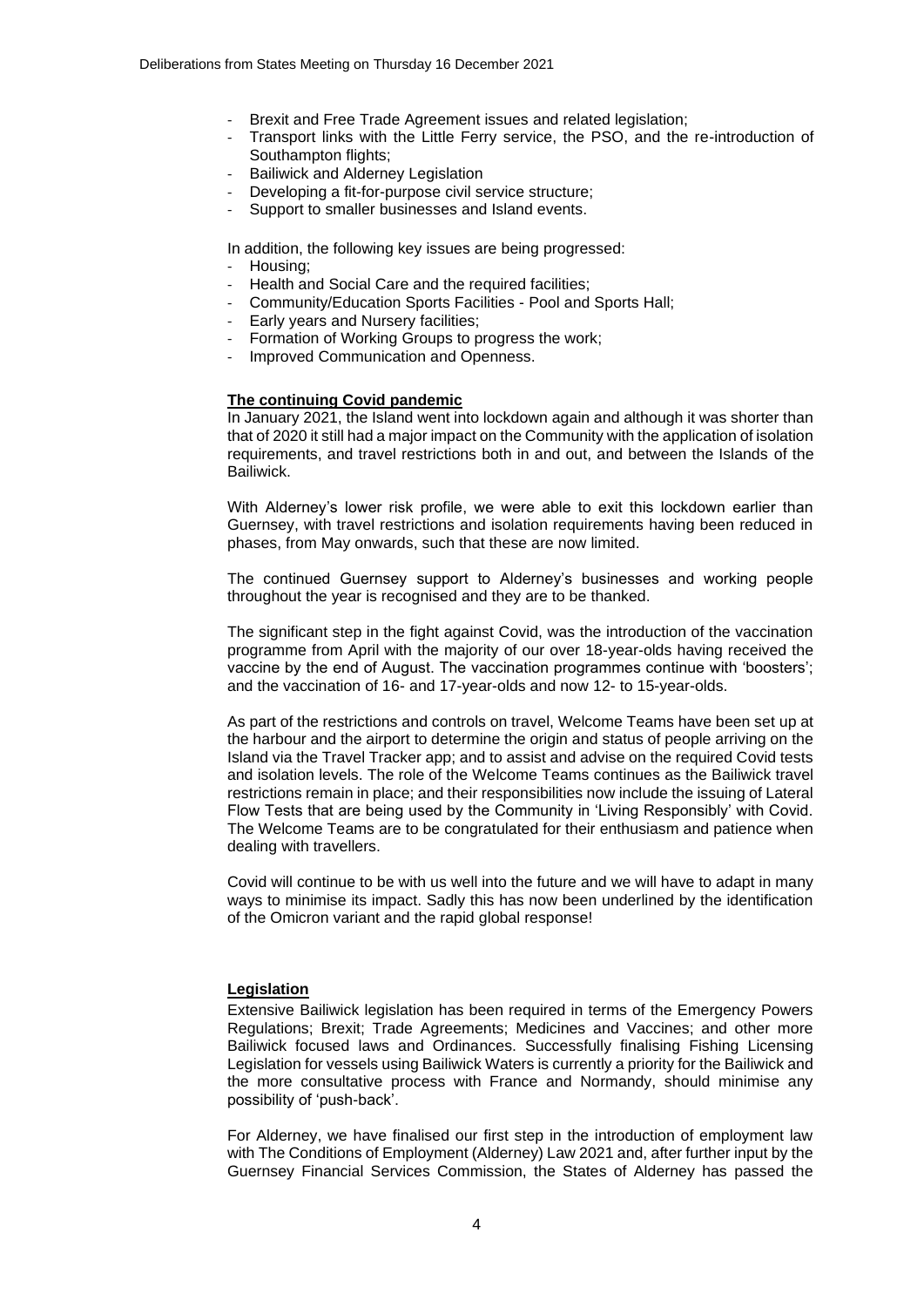- Brexit and Free Trade Agreement issues and related legislation;
- Transport links with the Little Ferry service, the PSO, and the re-introduction of Southampton flights;
- Bailiwick and Alderney Legislation
- Developing a fit-for-purpose civil service structure;
- Support to smaller businesses and Island events.

In addition, the following key issues are being progressed:

- Housing;
- Health and Social Care and the required facilities;
- Community/Education Sports Facilities - Pool and Sports Hall;
- Early years and Nursery facilities;
- Formation of Working Groups to progress the work;
- Improved Communication and Openness.

**The continuing Covid pandemic**

In January 2021, the Island went into lockdown again and although it was shorter than that of 2020 it still had a major impact on the Community with the application of isolation requirements, and travel restrictions both in and out, and between the Islands of the Bailiwick.

With Alderney's lower risk profile, we were able to exit this lockdown earlier than Guernsey, with travel restrictions and isolation requirements having been reduced in phases, from May onwards, such that these are now limited.

The continued Guernsey support to Alderney's businesses and working people throughout the year is recognised and they are to be thanked.

The significant step in the fight against Covid, was the introduction of the vaccination programme from April with the majority of our over 18-year-olds having received the vaccine by the end of August. The vaccination programmes continue with 'boosters'; and the vaccination of 16- and 17-year-olds and now 12- to 15-year-olds.

As part of the restrictions and controls on travel, Welcome Teams have been set up at the harbour and the airport to determine the origin and status of people arriving on the Island via the Travel Tracker app; and to assist and advise on the required Covid tests and isolation levels. The role of the Welcome Teams continues as the Bailiwick travel restrictions remain in place; and their responsibilities now include the issuing of Lateral Flow Tests that are being used by the Community in 'Living Responsibly' with Covid. The Welcome Teams are to be congratulated for their enthusiasm and patience when dealing with travellers.

Covid will continue to be with us well into the future and we will have to adapt in many ways to minimise its impact. Sadly this has now been underlined by the identification of the Omicron variant and the rapid global response!

**Legislation**

Extensive Bailiwick legislation has been required in terms of the Emergency Powers Regulations; Brexit; Trade Agreements; Medicines and Vaccines; and other more Bailiwick focused laws and Ordinances. Successfully finalising Fishing Licensing Legislation for vessels using Bailiwick Waters is currently a priority for the Bailiwick and the more consultative process with France and Normandy, should minimise any possibility of 'push-back'.

For Alderney, we have finalised our first step in the introduction of employment law with The Conditions of Employment (Alderney) Law 2021 and, after further input by the Guernsey Financial Services Commission, the States of Alderney has passed the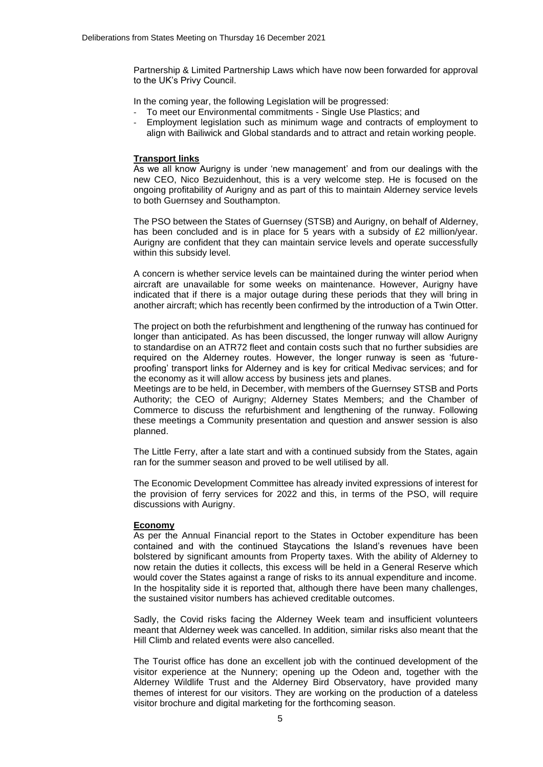Partnership & Limited Partnership Laws which have now been forwarded for approval to the UK's Privy Council.

In the coming year, the following Legislation will be progressed:

- To meet our Environmental commitments - Single Use Plastics; and
- Employment legislation such as minimum wage and contracts of employment to align with Bailiwick and Global standards and to attract and retain working people.

**Transport links**

As we all know Aurigny is under 'new management' and from our dealings with the new CEO, Nico Bezuidenhout, this is a very welcome step. He is focused on the ongoing profitability of Aurigny and as part of this to maintain Alderney service levels to both Guernsey and Southampton.

The PSO between the States of Guernsey (STSB) and Aurigny, on behalf of Alderney, has been concluded and is in place for 5 years with a subsidy of £2 million/year. Aurigny are confident that they can maintain service levels and operate successfully within this subsidy level.

A concern is whether service levels can be maintained during the winter period when aircraft are unavailable for some weeks on maintenance. However, Aurigny have indicated that if there is a major outage during these periods that they will bring in another aircraft; which has recently been confirmed by the introduction of a Twin Otter.

The project on both the refurbishment and lengthening of the runway has continued for longer than anticipated. As has been discussed, the longer runway will allow Aurigny to standardise on an ATR72 fleet and contain costs such that no further subsidies are required on the Alderney routes. However, the longer runway is seen as 'future-proofing' transport links for Alderney and is key for critical Medivac services; and for the economy as it will allow access by business jets and planes.

Meetings are to be held, in December, with members of the Guernsey STSB and Ports Authority; the CEO of Aurigny; Alderney States Members; and the Chamber of Commerce to discuss the refurbishment and lengthening of the runway. Following these meetings a Community presentation and question and answer session is also planned.

The Little Ferry, after a late start and with a continued subsidy from the States, again ran for the summer season and proved to be well utilised by all.

The Economic Development Committee has already invited expressions of interest for the provision of ferry services for 2022 and this, in terms of the PSO, will require discussions with Aurigny.

**Economy**

As per the Annual Financial report to the States in October expenditure has been contained and with the continued Staycations the Island's revenues have been bolstered by significant amounts from Property taxes. With the ability of Alderney to now retain the duties it collects, this excess will be held in a General Reserve which would cover the States against a range of risks to its annual expenditure and income. In the hospitality side it is reported that, although there have been many challenges, the sustained visitor numbers has achieved creditable outcomes.

Sadly, the Covid risks facing the Alderney Week team and insufficient volunteers meant that Alderney week was cancelled. In addition, similar risks also meant that the Hill Climb and related events were also cancelled.

The Tourist office has done an excellent job with the continued development of the visitor experience at the Nunnery; opening up the Odeon and, together with the Alderney Wildlife Trust and the Alderney Bird Observatory, have provided many themes of interest for our visitors. They are working on the production of a dateless visitor brochure and digital marketing for the forthcoming season.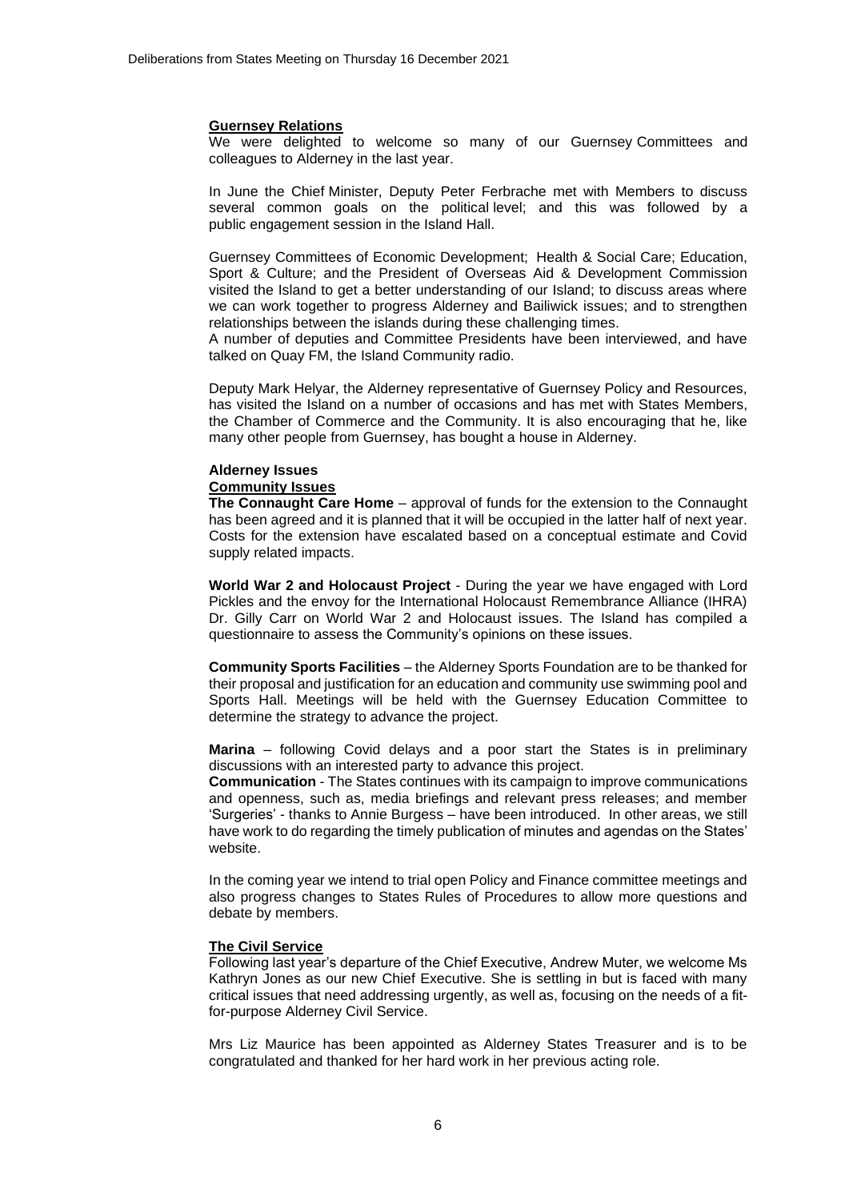**Guernsey Relations**

We were delighted to welcome so many of our Guernsey Committees and colleagues to Alderney in the last year.

In June the Chief Minister, Deputy Peter Ferbrache met with Members to discuss several common goals on the political level; and this was followed by a public engagement session in the Island Hall.

Guernsey Committees of Economic Development; Health & Social Care; Education, Sport & Culture; and the President of Overseas Aid & Development Commission visited the Island to get a better understanding of our Island; to discuss areas where we can work together to progress Alderney and Bailiwick issues; and to strengthen relationships between the islands during these challenging times.

A number of deputies and Committee Presidents have been interviewed, and have talked on Quay FM, the Island Community radio.

Deputy Mark Helyar, the Alderney representative of Guernsey Policy and Resources, has visited the Island on a number of occasions and has met with States Members, the Chamber of Commerce and the Community. It is also encouraging that he, like many other people from Guernsey, has bought a house in Alderney.

**Alderney Issues**

**Community Issues**

**The Connaught Care Home** – approval of funds for the extension to the Connaught has been agreed and it is planned that it will be occupied in the latter half of next year. Costs for the extension have escalated based on a conceptual estimate and Covid supply related impacts.

**World War 2 and Holocaust Project** - During the year we have engaged with Lord Pickles and the envoy for the International Holocaust Remembrance Alliance (IHRA) Dr. Gilly Carr on World War 2 and Holocaust issues. The Island has compiled a questionnaire to assess the Community's opinions on these issues.

**Community Sports Facilities** – the Alderney Sports Foundation are to be thanked for their proposal and justification for an education and community use swimming pool and Sports Hall. Meetings will be held with the Guernsey Education Committee to determine the strategy to advance the project.

**Marina** – following Covid delays and a poor start the States is in preliminary discussions with an interested party to advance this project.

**Communication** - The States continues with its campaign to improve communications and openness, such as, media briefings and relevant press releases; and member 'Surgeries' - thanks to Annie Burgess – have been introduced. In other areas, we still have work to do regarding the timely publication of minutes and agendas on the States' website.

In the coming year we intend to trial open Policy and Finance committee meetings and also progress changes to States Rules of Procedures to allow more questions and debate by members.

**The Civil Service**

Following last year's departure of the Chief Executive, Andrew Muter, we welcome Ms Kathryn Jones as our new Chief Executive. She is settling in but is faced with many critical issues that need addressing urgently, as well as, focusing on the needs of a fit-for-purpose Alderney Civil Service.

Mrs Liz Maurice has been appointed as Alderney States Treasurer and is to be congratulated and thanked for her hard work in her previous acting role.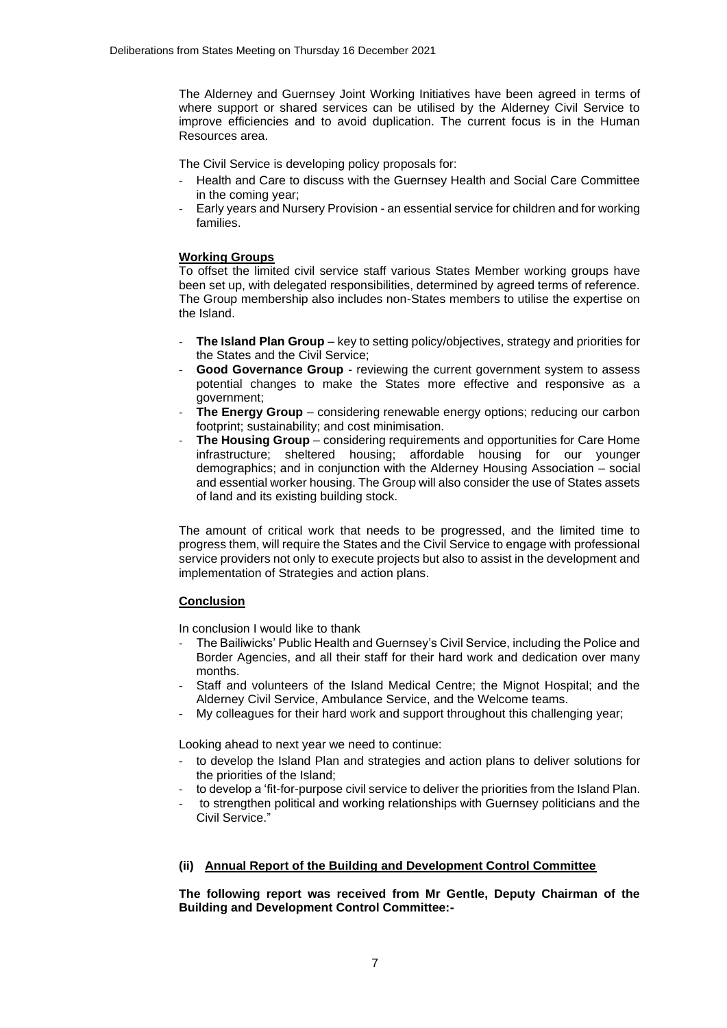The Alderney and Guernsey Joint Working Initiatives have been agreed in terms of where support or shared services can be utilised by the Alderney Civil Service to improve efficiencies and to avoid duplication. The current focus is in the Human Resources area.

The Civil Service is developing policy proposals for:

- Health and Care to discuss with the Guernsey Health and Social Care Committee in the coming year;
- Early years and Nursery Provision - an essential service for children and for working families.

**Working Groups**

To offset the limited civil service staff various States Member working groups have been set up, with delegated responsibilities, determined by agreed terms of reference. The Group membership also includes non-States members to utilise the expertise on the Island.

- **The Island Plan Group** – key to setting policy/objectives, strategy and priorities for the States and the Civil Service;
- **Good Governance Group** - reviewing the current government system to assess potential changes to make the States more effective and responsive as a government;
- **The Energy Group** – considering renewable energy options; reducing our carbon footprint; sustainability; and cost minimisation.
- **The Housing Group** – considering requirements and opportunities for Care Home infrastructure; sheltered housing; affordable housing for our younger demographics; and in conjunction with the Alderney Housing Association – social and essential worker housing. The Group will also consider the use of States assets of land and its existing building stock.

The amount of critical work that needs to be progressed, and the limited time to progress them, will require the States and the Civil Service to engage with professional service providers not only to execute projects but also to assist in the development and implementation of Strategies and action plans.

**Conclusion**

In conclusion I would like to thank

- The Bailiwicks' Public Health and Guernsey's Civil Service, including the Police and Border Agencies, and all their staff for their hard work and dedication over many months.
- Staff and volunteers of the Island Medical Centre; the Mignot Hospital; and the Alderney Civil Service, Ambulance Service, and the Welcome teams.
- My colleagues for their hard work and support throughout this challenging year;

Looking ahead to next year we need to continue:

- to develop the Island Plan and strategies and action plans to deliver solutions for the priorities of the Island;
- to develop a 'fit-for-purpose civil service to deliver the priorities from the Island Plan.
- to strengthen political and working relationships with Guernsey politicians and the Civil Service."

### (ii) Annual Report of the Building and Development Control Committee

**The following report was received from Mr Gentle, Deputy Chairman of the Building and Development Control Committee:-**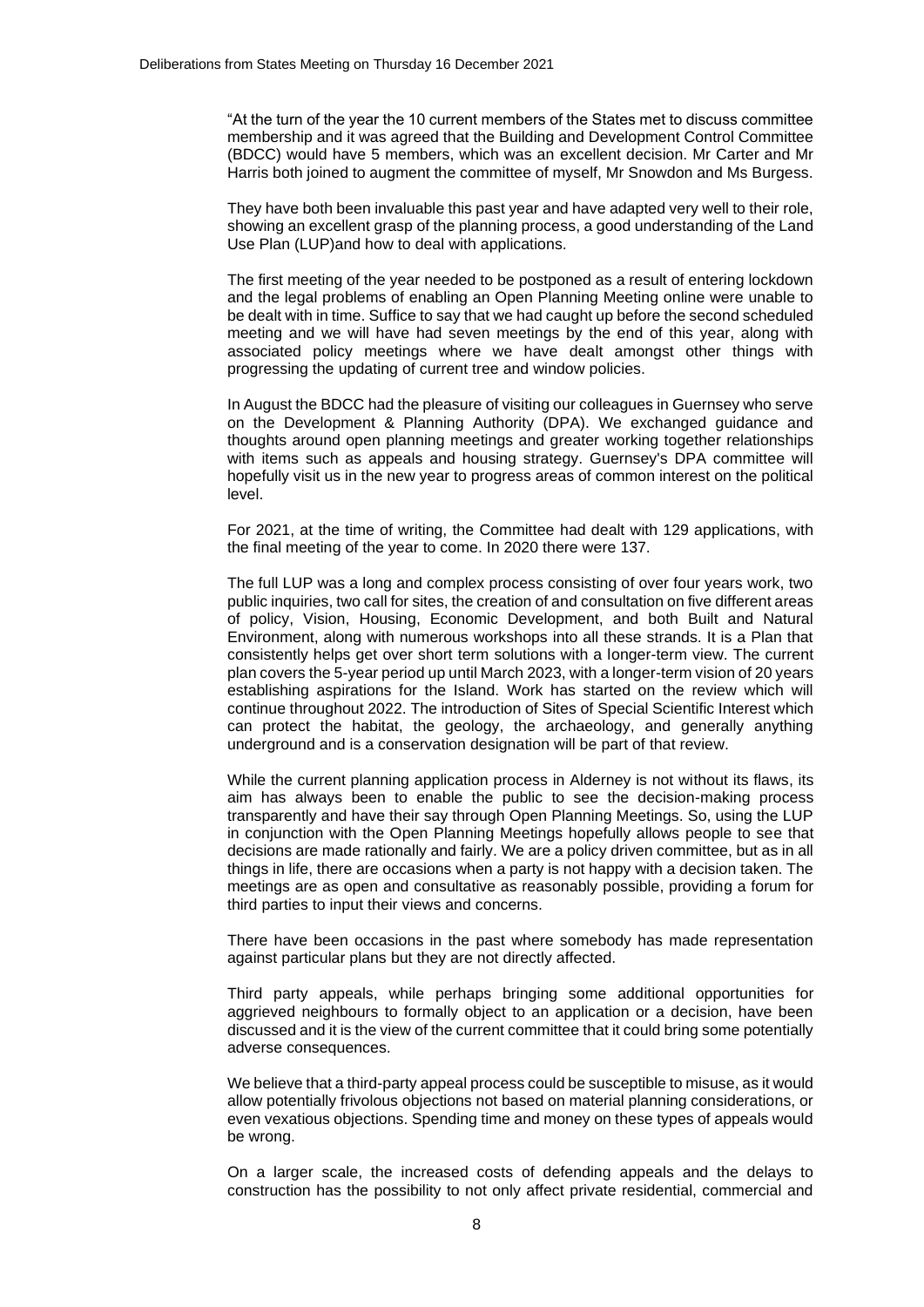"At the turn of the year the 10 current members of the States met to discuss committee membership and it was agreed that the Building and Development Control Committee (BDCC) would have 5 members, which was an excellent decision. Mr Carter and Mr Harris both joined to augment the committee of myself, Mr Snowdon and Ms Burgess.

They have both been invaluable this past year and have adapted very well to their role, showing an excellent grasp of the planning process, a good understanding of the Land Use Plan (LUP)and how to deal with applications.

The first meeting of the year needed to be postponed as a result of entering lockdown and the legal problems of enabling an Open Planning Meeting online were unable to be dealt with in time. Suffice to say that we had caught up before the second scheduled meeting and we will have had seven meetings by the end of this year, along with associated policy meetings where we have dealt amongst other things with progressing the updating of current tree and window policies.

In August the BDCC had the pleasure of visiting our colleagues in Guernsey who serve on the Development & Planning Authority (DPA). We exchanged guidance and thoughts around open planning meetings and greater working together relationships with items such as appeals and housing strategy. Guernsey's DPA committee will hopefully visit us in the new year to progress areas of common interest on the political level.

For 2021, at the time of writing, the Committee had dealt with 129 applications, with the final meeting of the year to come. In 2020 there were 137.

The full LUP was a long and complex process consisting of over four years work, two public inquiries, two call for sites, the creation of and consultation on five different areas of policy, Vision, Housing, Economic Development, and both Built and Natural Environment, along with numerous workshops into all these strands. It is a Plan that consistently helps get over short term solutions with a longer-term view. The current plan covers the 5-year period up until March 2023, with a longer-term vision of 20 years establishing aspirations for the Island. Work has started on the review which will continue throughout 2022. The introduction of Sites of Special Scientific Interest which can protect the habitat, the geology, the archaeology, and generally anything underground and is a conservation designation will be part of that review.

While the current planning application process in Alderney is not without its flaws, its aim has always been to enable the public to see the decision-making process transparently and have their say through Open Planning Meetings. So, using the LUP in conjunction with the Open Planning Meetings hopefully allows people to see that decisions are made rationally and fairly. We are a policy driven committee, but as in all things in life, there are occasions when a party is not happy with a decision taken. The meetings are as open and consultative as reasonably possible, providing a forum for third parties to input their views and concerns.

There have been occasions in the past where somebody has made representation against particular plans but they are not directly affected.

Third party appeals, while perhaps bringing some additional opportunities for aggrieved neighbours to formally object to an application or a decision, have been discussed and it is the view of the current committee that it could bring some potentially adverse consequences.

We believe that a third-party appeal process could be susceptible to misuse, as it would allow potentially frivolous objections not based on material planning considerations, or even vexatious objections. Spending time and money on these types of appeals would be wrong.

On a larger scale, the increased costs of defending appeals and the delays to construction has the possibility to not only affect private residential, commercial and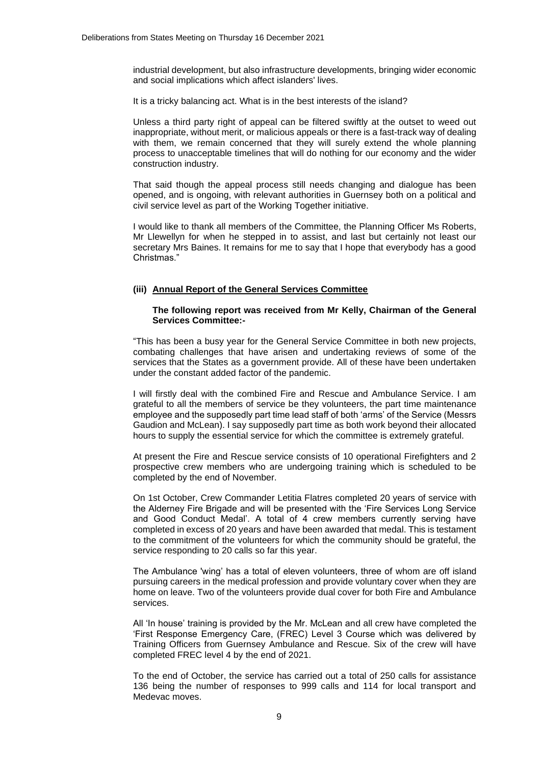industrial development, but also infrastructure developments, bringing wider economic and social implications which affect islanders' lives.

It is a tricky balancing act. What is in the best interests of the island?

Unless a third party right of appeal can be filtered swiftly at the outset to weed out inappropriate, without merit, or malicious appeals or there is a fast-track way of dealing with them, we remain concerned that they will surely extend the whole planning process to unacceptable timelines that will do nothing for our economy and the wider construction industry.

That said though the appeal process still needs changing and dialogue has been opened, and is ongoing, with relevant authorities in Guernsey both on a political and civil service level as part of the Working Together initiative.

I would like to thank all members of the Committee, the Planning Officer Ms Roberts, Mr Llewellyn for when he stepped in to assist, and last but certainly not least our secretary Mrs Baines. It remains for me to say that I hope that everybody has a good Christmas."

### (iii) Annual Report of the General Services Committee

**The following report was received from Mr Kelly, Chairman of the General Services Committee:-**

"This has been a busy year for the General Service Committee in both new projects, combating challenges that have arisen and undertaking reviews of some of the services that the States as a government provide. All of these have been undertaken under the constant added factor of the pandemic.

I will firstly deal with the combined Fire and Rescue and Ambulance Service. I am grateful to all the members of service be they volunteers, the part time maintenance employee and the supposedly part time lead staff of both 'arms' of the Service (Messrs Gaudion and McLean). I say supposedly part time as both work beyond their allocated hours to supply the essential service for which the committee is extremely grateful.

At present the Fire and Rescue service consists of 10 operational Firefighters and 2 prospective crew members who are undergoing training which is scheduled to be completed by the end of November.

On 1st October, Crew Commander Letitia Flatres completed 20 years of service with the Alderney Fire Brigade and will be presented with the 'Fire Services Long Service and Good Conduct Medal'. A total of 4 crew members currently serving have completed in excess of 20 years and have been awarded that medal. This is testament to the commitment of the volunteers for which the community should be grateful, the service responding to 20 calls so far this year.

The Ambulance 'wing' has a total of eleven volunteers, three of whom are off island pursuing careers in the medical profession and provide voluntary cover when they are home on leave. Two of the volunteers provide dual cover for both Fire and Ambulance services.

All 'In house' training is provided by the Mr. McLean and all crew have completed the 'First Response Emergency Care, (FREC) Level 3 Course which was delivered by Training Officers from Guernsey Ambulance and Rescue. Six of the crew will have completed FREC level 4 by the end of 2021.

To the end of October, the service has carried out a total of 250 calls for assistance 136 being the number of responses to 999 calls and 114 for local transport and Medevac moves.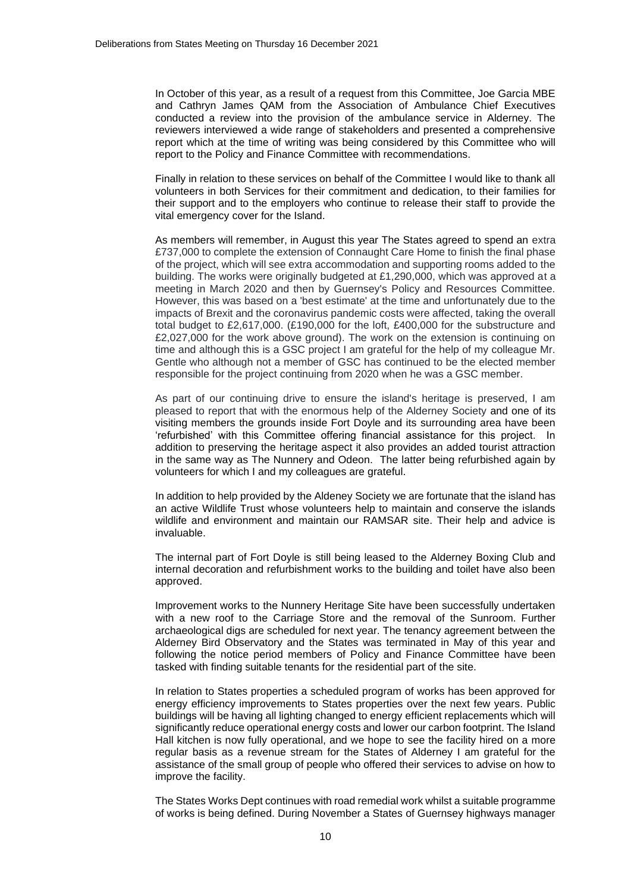In October of this year, as a result of a request from this Committee, Joe Garcia MBE and Cathryn James QAM from the Association of Ambulance Chief Executives conducted a review into the provision of the ambulance service in Alderney. The reviewers interviewed a wide range of stakeholders and presented a comprehensive report which at the time of writing was being considered by this Committee who will report to the Policy and Finance Committee with recommendations.

Finally in relation to these services on behalf of the Committee I would like to thank all volunteers in both Services for their commitment and dedication, to their families for their support and to the employers who continue to release their staff to provide the vital emergency cover for the Island.

As members will remember, in August this year The States agreed to spend an extra £737,000 to complete the extension of Connaught Care Home to finish the final phase of the project, which will see extra accommodation and supporting rooms added to the building. The works were originally budgeted at £1,290,000, which was approved at a meeting in March 2020 and then by Guernsey's Policy and Resources Committee. However, this was based on a 'best estimate' at the time and unfortunately due to the impacts of Brexit and the coronavirus pandemic costs were affected, taking the overall total budget to £2,617,000. (£190,000 for the loft, £400,000 for the substructure and £2,027,000 for the work above ground). The work on the extension is continuing on time and although this is a GSC project I am grateful for the help of my colleague Mr. Gentle who although not a member of GSC has continued to be the elected member responsible for the project continuing from 2020 when he was a GSC member.

As part of our continuing drive to ensure the island's heritage is preserved, I am pleased to report that with the enormous help of the Alderney Society and one of its visiting members the grounds inside Fort Doyle and its surrounding area have been 'refurbished' with this Committee offering financial assistance for this project. In addition to preserving the heritage aspect it also provides an added tourist attraction in the same way as The Nunnery and Odeon. The latter being refurbished again by volunteers for which I and my colleagues are grateful.

In addition to help provided by the Aldeney Society we are fortunate that the island has an active Wildlife Trust whose volunteers help to maintain and conserve the islands wildlife and environment and maintain our RAMSAR site. Their help and advice is invaluable.

The internal part of Fort Doyle is still being leased to the Alderney Boxing Club and internal decoration and refurbishment works to the building and toilet have also been approved.

Improvement works to the Nunnery Heritage Site have been successfully undertaken with a new roof to the Carriage Store and the removal of the Sunroom. Further archaeological digs are scheduled for next year. The tenancy agreement between the Alderney Bird Observatory and the States was terminated in May of this year and following the notice period members of Policy and Finance Committee have been tasked with finding suitable tenants for the residential part of the site.

In relation to States properties a scheduled program of works has been approved for energy efficiency improvements to States properties over the next few years. Public buildings will be having all lighting changed to energy efficient replacements which will significantly reduce operational energy costs and lower our carbon footprint. The Island Hall kitchen is now fully operational, and we hope to see the facility hired on a more regular basis as a revenue stream for the States of Alderney I am grateful for the assistance of the small group of people who offered their services to advise on how to improve the facility.

The States Works Dept continues with road remedial work whilst a suitable programme of works is being defined. During November a States of Guernsey highways manager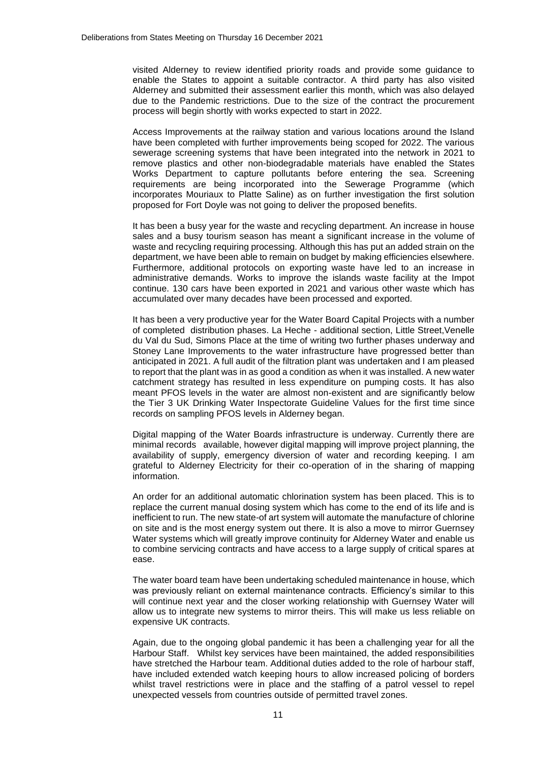visited Alderney to review identified priority roads and provide some guidance to enable the States to appoint a suitable contractor. A third party has also visited Alderney and submitted their assessment earlier this month, which was also delayed due to the Pandemic restrictions. Due to the size of the contract the procurement process will begin shortly with works expected to start in 2022.

Access Improvements at the railway station and various locations around the Island have been completed with further improvements being scoped for 2022. The various sewerage screening systems that have been integrated into the network in 2021 to remove plastics and other non-biodegradable materials have enabled the States Works Department to capture pollutants before entering the sea. Screening requirements are being incorporated into the Sewerage Programme (which incorporates Mouriaux to Platte Saline) as on further investigation the first solution proposed for Fort Doyle was not going to deliver the proposed benefits.

It has been a busy year for the waste and recycling department. An increase in house sales and a busy tourism season has meant a significant increase in the volume of waste and recycling requiring processing. Although this has put an added strain on the department, we have been able to remain on budget by making efficiencies elsewhere. Furthermore, additional protocols on exporting waste have led to an increase in administrative demands. Works to improve the islands waste facility at the Impot continue. 130 cars have been exported in 2021 and various other waste which has accumulated over many decades have been processed and exported.

It has been a very productive year for the Water Board Capital Projects with a number of completed distribution phases. La Heche - additional section, Little Street,Venelle du Val du Sud, Simons Place at the time of writing two further phases underway and Stoney Lane Improvements to the water infrastructure have progressed better than anticipated in 2021. A full audit of the filtration plant was undertaken and I am pleased to report that the plant was in as good a condition as when it was installed. A new water catchment strategy has resulted in less expenditure on pumping costs. It has also meant PFOS levels in the water are almost non-existent and are significantly below the Tier 3 UK Drinking Water Inspectorate Guideline Values for the first time since records on sampling PFOS levels in Alderney began.

Digital mapping of the Water Boards infrastructure is underway. Currently there are minimal records available, however digital mapping will improve project planning, the availability of supply, emergency diversion of water and recording keeping. I am grateful to Alderney Electricity for their co-operation of in the sharing of mapping information.

An order for an additional automatic chlorination system has been placed. This is to replace the current manual dosing system which has come to the end of its life and is inefficient to run. The new state-of art system will automate the manufacture of chlorine on site and is the most energy system out there. It is also a move to mirror Guernsey Water systems which will greatly improve continuity for Alderney Water and enable us to combine servicing contracts and have access to a large supply of critical spares at ease.

The water board team have been undertaking scheduled maintenance in house, which was previously reliant on external maintenance contracts. Efficiency's similar to this will continue next year and the closer working relationship with Guernsey Water will allow us to integrate new systems to mirror theirs. This will make us less reliable on expensive UK contracts.

Again, due to the ongoing global pandemic it has been a challenging year for all the Harbour Staff. Whilst key services have been maintained, the added responsibilities have stretched the Harbour team. Additional duties added to the role of harbour staff, have included extended watch keeping hours to allow increased policing of borders whilst travel restrictions were in place and the staffing of a patrol vessel to repel unexpected vessels from countries outside of permitted travel zones.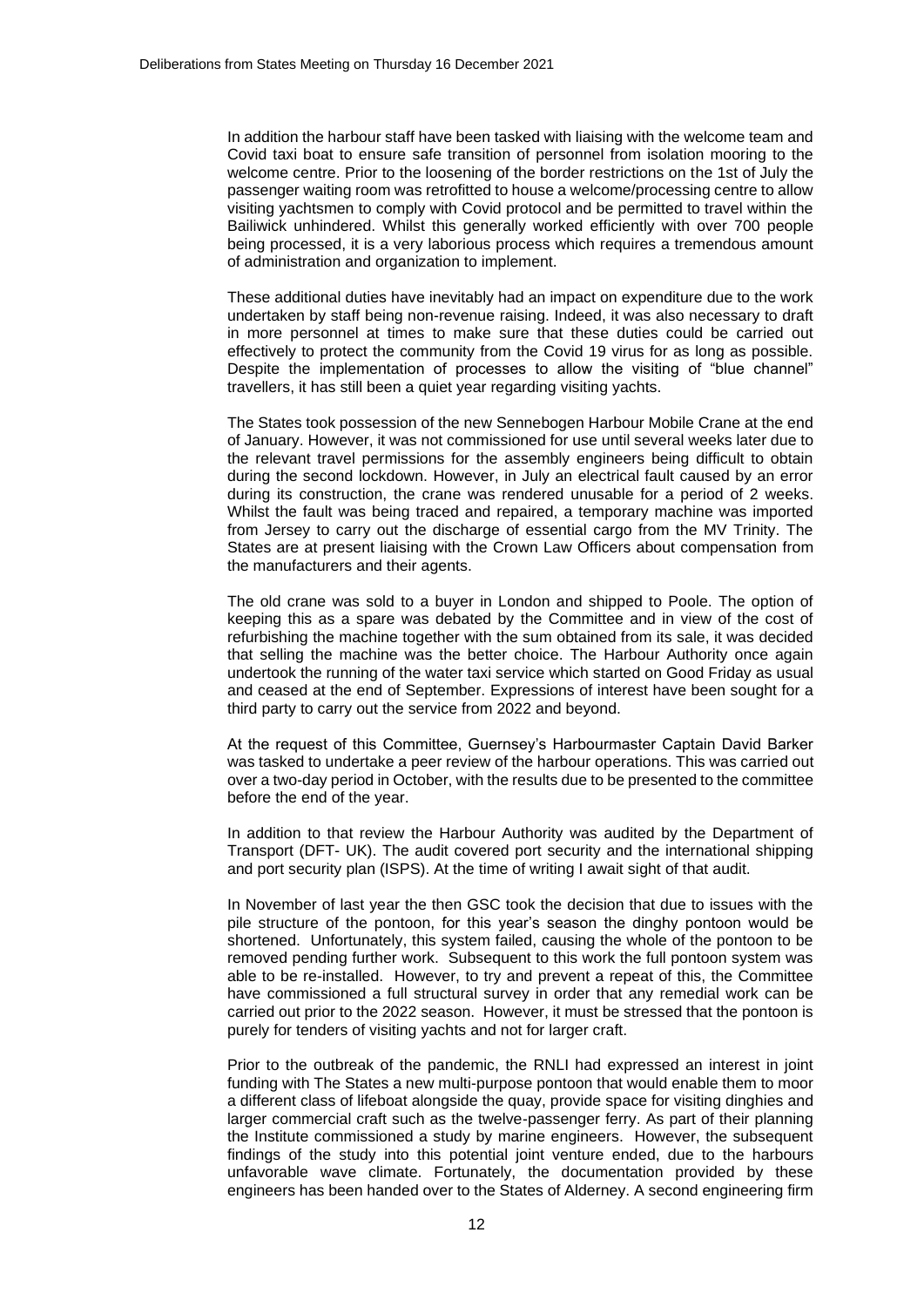In addition the harbour staff have been tasked with liaising with the welcome team and Covid taxi boat to ensure safe transition of personnel from isolation mooring to the welcome centre. Prior to the loosening of the border restrictions on the 1st of July the passenger waiting room was retrofitted to house a welcome/processing centre to allow visiting yachtsmen to comply with Covid protocol and be permitted to travel within the Bailiwick unhindered. Whilst this generally worked efficiently with over 700 people being processed, it is a very laborious process which requires a tremendous amount of administration and organization to implement.

These additional duties have inevitably had an impact on expenditure due to the work undertaken by staff being non-revenue raising. Indeed, it was also necessary to draft in more personnel at times to make sure that these duties could be carried out effectively to protect the community from the Covid 19 virus for as long as possible. Despite the implementation of processes to allow the visiting of "blue channel" travellers, it has still been a quiet year regarding visiting yachts.

The States took possession of the new Sennebogen Harbour Mobile Crane at the end of January. However, it was not commissioned for use until several weeks later due to the relevant travel permissions for the assembly engineers being difficult to obtain during the second lockdown. However, in July an electrical fault caused by an error during its construction, the crane was rendered unusable for a period of 2 weeks. Whilst the fault was being traced and repaired, a temporary machine was imported from Jersey to carry out the discharge of essential cargo from the MV Trinity. The States are at present liaising with the Crown Law Officers about compensation from the manufacturers and their agents.

The old crane was sold to a buyer in London and shipped to Poole. The option of keeping this as a spare was debated by the Committee and in view of the cost of refurbishing the machine together with the sum obtained from its sale, it was decided that selling the machine was the better choice. The Harbour Authority once again undertook the running of the water taxi service which started on Good Friday as usual and ceased at the end of September. Expressions of interest have been sought for a third party to carry out the service from 2022 and beyond.

At the request of this Committee, Guernsey's Harbourmaster Captain David Barker was tasked to undertake a peer review of the harbour operations. This was carried out over a two-day period in October, with the results due to be presented to the committee before the end of the year.

In addition to that review the Harbour Authority was audited by the Department of Transport (DFT- UK). The audit covered port security and the international shipping and port security plan (ISPS). At the time of writing I await sight of that audit.

In November of last year the then GSC took the decision that due to issues with the pile structure of the pontoon, for this year's season the dinghy pontoon would be shortened. Unfortunately, this system failed, causing the whole of the pontoon to be removed pending further work. Subsequent to this work the full pontoon system was able to be re-installed. However, to try and prevent a repeat of this, the Committee have commissioned a full structural survey in order that any remedial work can be carried out prior to the 2022 season. However, it must be stressed that the pontoon is purely for tenders of visiting yachts and not for larger craft.

Prior to the outbreak of the pandemic, the RNLI had expressed an interest in joint funding with The States a new multi-purpose pontoon that would enable them to moor a different class of lifeboat alongside the quay, provide space for visiting dinghies and larger commercial craft such as the twelve-passenger ferry. As part of their planning the Institute commissioned a study by marine engineers. However, the subsequent findings of the study into this potential joint venture ended, due to the harbours unfavorable wave climate. Fortunately, the documentation provided by these engineers has been handed over to the States of Alderney. A second engineering firm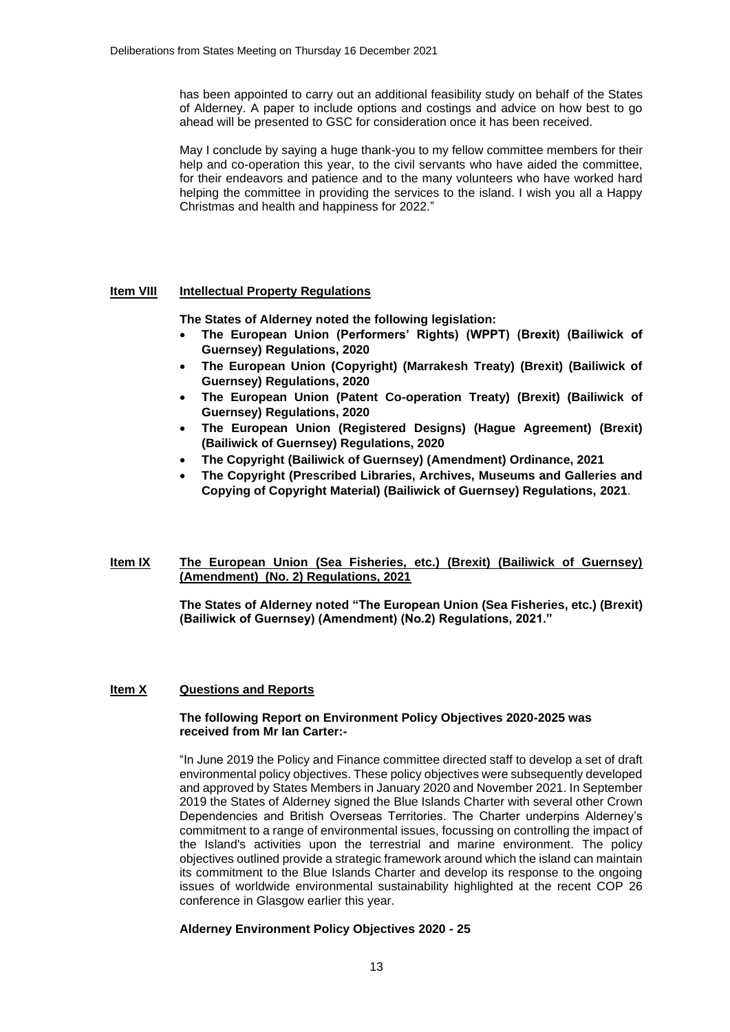has been appointed to carry out an additional feasibility study on behalf of the States of Alderney. A paper to include options and costings and advice on how best to go ahead will be presented to GSC for consideration once it has been received.

May I conclude by saying a huge thank-you to my fellow committee members for their help and co-operation this year, to the civil servants who have aided the committee, for their endeavors and patience and to the many volunteers who have worked hard helping the committee in providing the services to the island. I wish you all a Happy Christmas and health and happiness for 2022."

## Item VIII Intellectual Property Regulations

**The States of Alderney noted the following legislation:**

- **The European Union (Performers' Rights) (WPPT) (Brexit) (Bailiwick of Guernsey) Regulations, 2020**
- **The European Union (Copyright) (Marrakesh Treaty) (Brexit) (Bailiwick of Guernsey) Regulations, 2020**
- **The European Union (Patent Co-operation Treaty) (Brexit) (Bailiwick of Guernsey) Regulations, 2020**
- **The European Union (Registered Designs) (Hague Agreement) (Brexit) (Bailiwick of Guernsey) Regulations, 2020**
- **The Copyright (Bailiwick of Guernsey) (Amendment) Ordinance, 2021**
- **The Copyright (Prescribed Libraries, Archives, Museums and Galleries and Copying of Copyright Material) (Bailiwick of Guernsey) Regulations, 2021**.

## Item IX The European Union (Sea Fisheries, etc.) (Brexit) (Bailiwick of Guernsey) (Amendment) (No. 2) Regulations, 2021

**The States of Alderney noted "The European Union (Sea Fisheries, etc.) (Brexit) (Bailiwick of Guernsey) (Amendment) (No.2) Regulations, 2021."**

## Item X Questions and Reports

**The following Report on Environment Policy Objectives 2020-2025 was received from Mr Ian Carter:-**

"In June 2019 the Policy and Finance committee directed staff to develop a set of draft environmental policy objectives. These policy objectives were subsequently developed and approved by States Members in January 2020 and November 2021. In September 2019 the States of Alderney signed the Blue Islands Charter with several other Crown Dependencies and British Overseas Territories. The Charter underpins Alderney's commitment to a range of environmental issues, focussing on controlling the impact of the Island's activities upon the terrestrial and marine environment. The policy objectives outlined provide a strategic framework around which the island can maintain its commitment to the Blue Islands Charter and develop its response to the ongoing issues of worldwide environmental sustainability highlighted at the recent COP 26 conference in Glasgow earlier this year.

**Alderney Environment Policy Objectives 2020 - 25**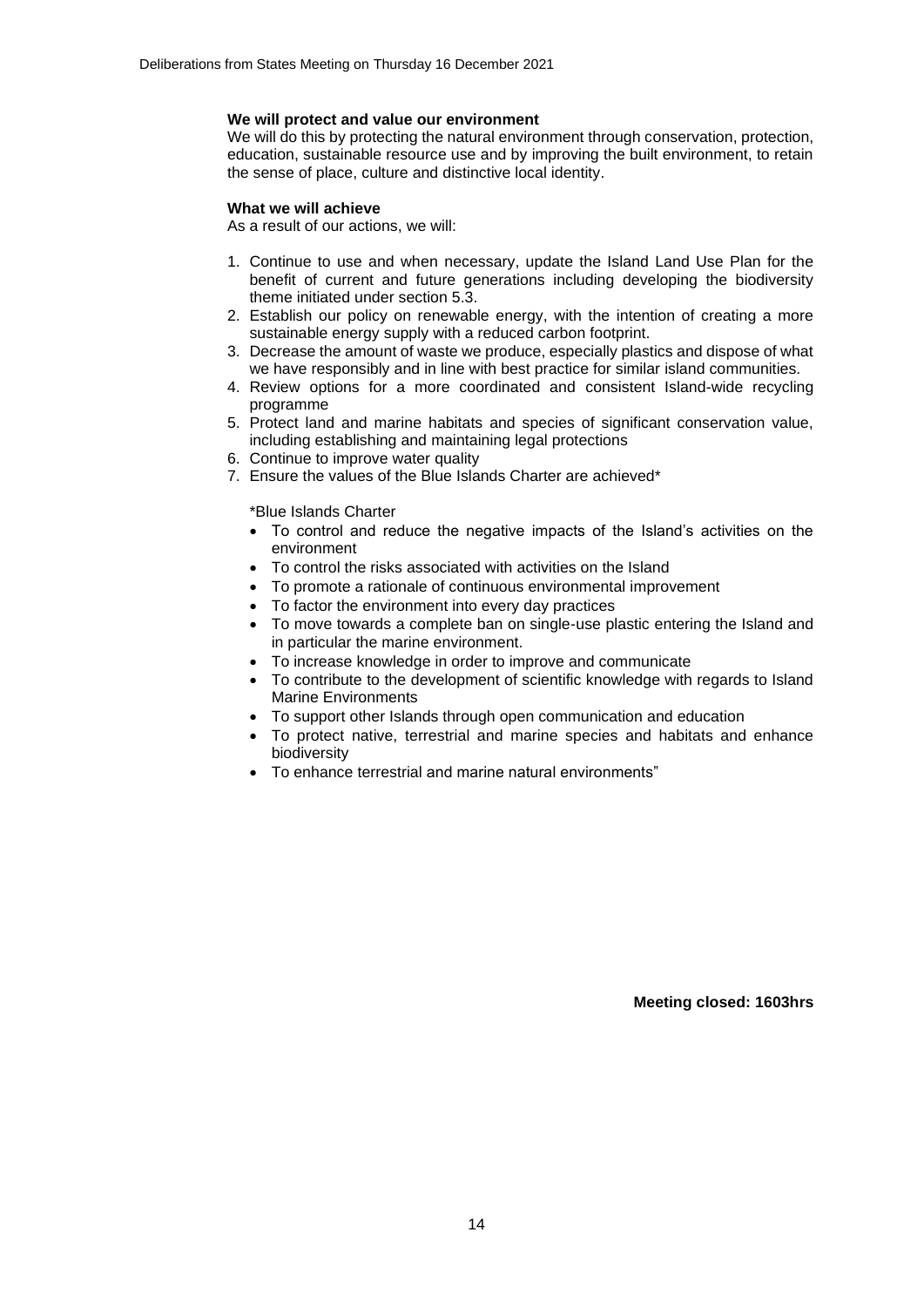**We will protect and value our environment**

We will do this by protecting the natural environment through conservation, protection, education, sustainable resource use and by improving the built environment, to retain the sense of place, culture and distinctive local identity.

**What we will achieve**

As a result of our actions, we will:

1. Continue to use and when necessary, update the Island Land Use Plan for the benefit of current and future generations including developing the biodiversity theme initiated under section 5.3.
2. Establish our policy on renewable energy, with the intention of creating a more sustainable energy supply with a reduced carbon footprint.
3. Decrease the amount of waste we produce, especially plastics and dispose of what we have responsibly and in line with best practice for similar island communities.
4. Review options for a more coordinated and consistent Island-wide recycling programme
5. Protect land and marine habitats and species of significant conservation value, including establishing and maintaining legal protections
6. Continue to improve water quality
7. Ensure the values of the Blue Islands Charter are achieved*

*Blue Islands Charter

- To control and reduce the negative impacts of the Island's activities on the environment
- To control the risks associated with activities on the Island
- To promote a rationale of continuous environmental improvement
- To factor the environment into every day practices
- To move towards a complete ban on single-use plastic entering the Island and in particular the marine environment.
- To increase knowledge in order to improve and communicate
- To contribute to the development of scientific knowledge with regards to Island Marine Environments
- To support other Islands through open communication and education
- To protect native, terrestrial and marine species and habitats and enhance biodiversity
- To enhance terrestrial and marine natural environments"

**Meeting closed: 1603hrs**